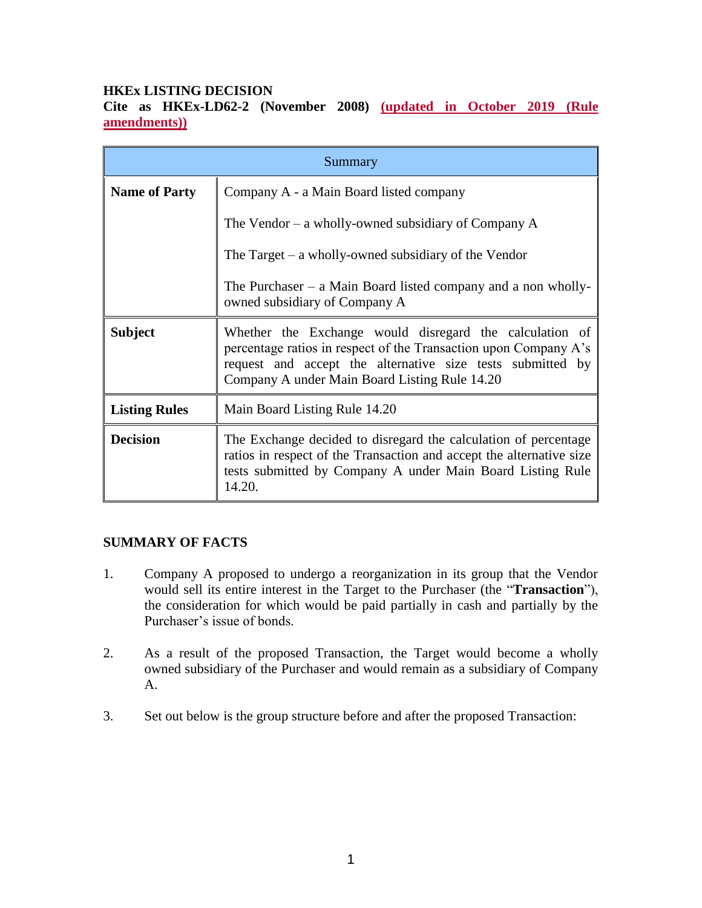**HKEx LISTING DECISION**

**Cite as HKEx-LD62-2 (November 2008) (updated in October 2019 (Rule amendments))**

| Summary | |
|---|---|
| **Name of Party** | Company A - a Main Board listed company<br><br>The Vendor – a wholly-owned subsidiary of Company A<br><br>The Target – a wholly-owned subsidiary of the Vendor<br><br>The Purchaser – a Main Board listed company and a non wholly-owned subsidiary of Company A |
| **Subject** | Whether the Exchange would disregard the calculation of percentage ratios in respect of the Transaction upon Company A's request and accept the alternative size tests submitted by Company A under Main Board Listing Rule 14.20 |
| **Listing Rules** | Main Board Listing Rule 14.20 |
| **Decision** | The Exchange decided to disregard the calculation of percentage ratios in respect of the Transaction and accept the alternative size tests submitted by Company A under Main Board Listing Rule 14.20. |

**SUMMARY OF FACTS**

1. Company A proposed to undergo a reorganization in its group that the Vendor would sell its entire interest in the Target to the Purchaser (the "**Transaction**"), the consideration for which would be paid partially in cash and partially by the Purchaser's issue of bonds.

2. As a result of the proposed Transaction, the Target would become a wholly owned subsidiary of the Purchaser and would remain as a subsidiary of Company A.

3. Set out below is the group structure before and after the proposed Transaction: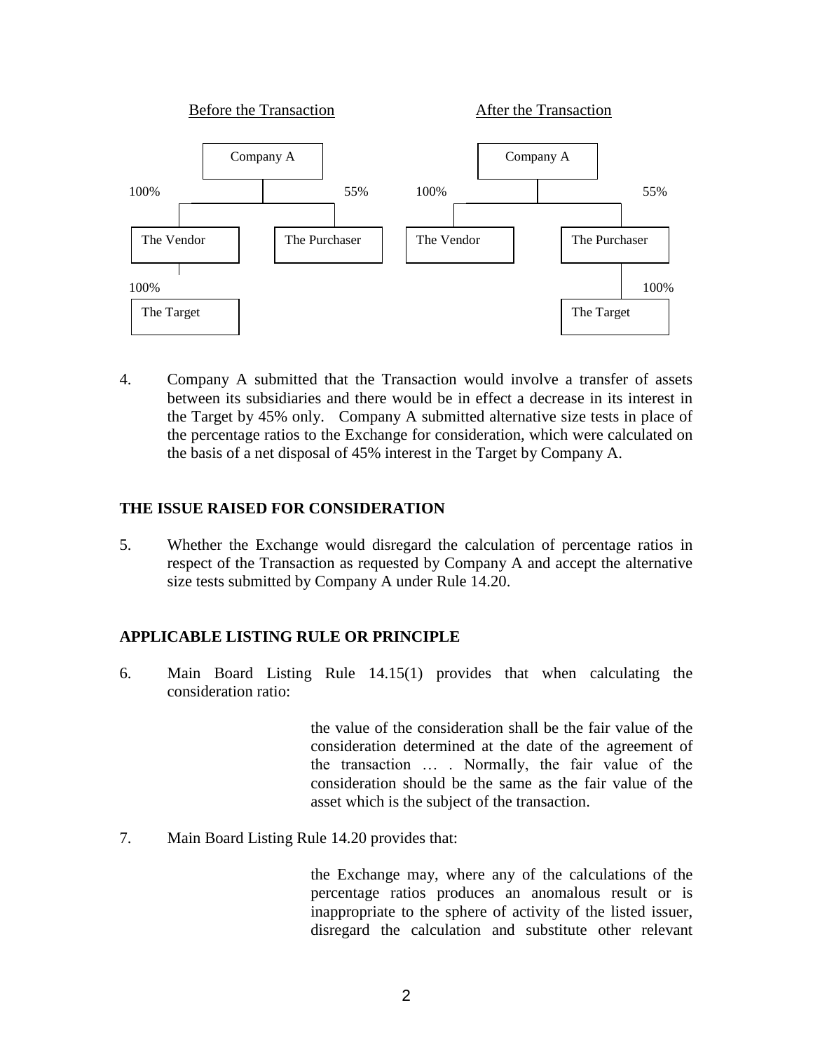Before the Transaction

```
                Company A
         100% /          \ 55%
     The Vendor       The Purchaser
         | 100%
     The Target
```

After the Transaction

```
                Company A
         100% /          \ 55%
     The Vendor       The Purchaser
                           | 100%
                       The Target
```

4. Company A submitted that the Transaction would involve a transfer of assets between its subsidiaries and there would be in effect a decrease in its interest in the Target by 45% only. Company A submitted alternative size tests in place of the percentage ratios to the Exchange for consideration, which were calculated on the basis of a net disposal of 45% interest in the Target by Company A.

## THE ISSUE RAISED FOR CONSIDERATION

5. Whether the Exchange would disregard the calculation of percentage ratios in respect of the Transaction as requested by Company A and accept the alternative size tests submitted by Company A under Rule 14.20.

## APPLICABLE LISTING RULE OR PRINCIPLE

6. Main Board Listing Rule 14.15(1) provides that when calculating the consideration ratio:

> the value of the consideration shall be the fair value of the consideration determined at the date of the agreement of the transaction … . Normally, the fair value of the consideration should be the same as the fair value of the asset which is the subject of the transaction.

7. Main Board Listing Rule 14.20 provides that:

> the Exchange may, where any of the calculations of the percentage ratios produces an anomalous result or is inappropriate to the sphere of activity of the listed issuer, disregard the calculation and substitute other relevant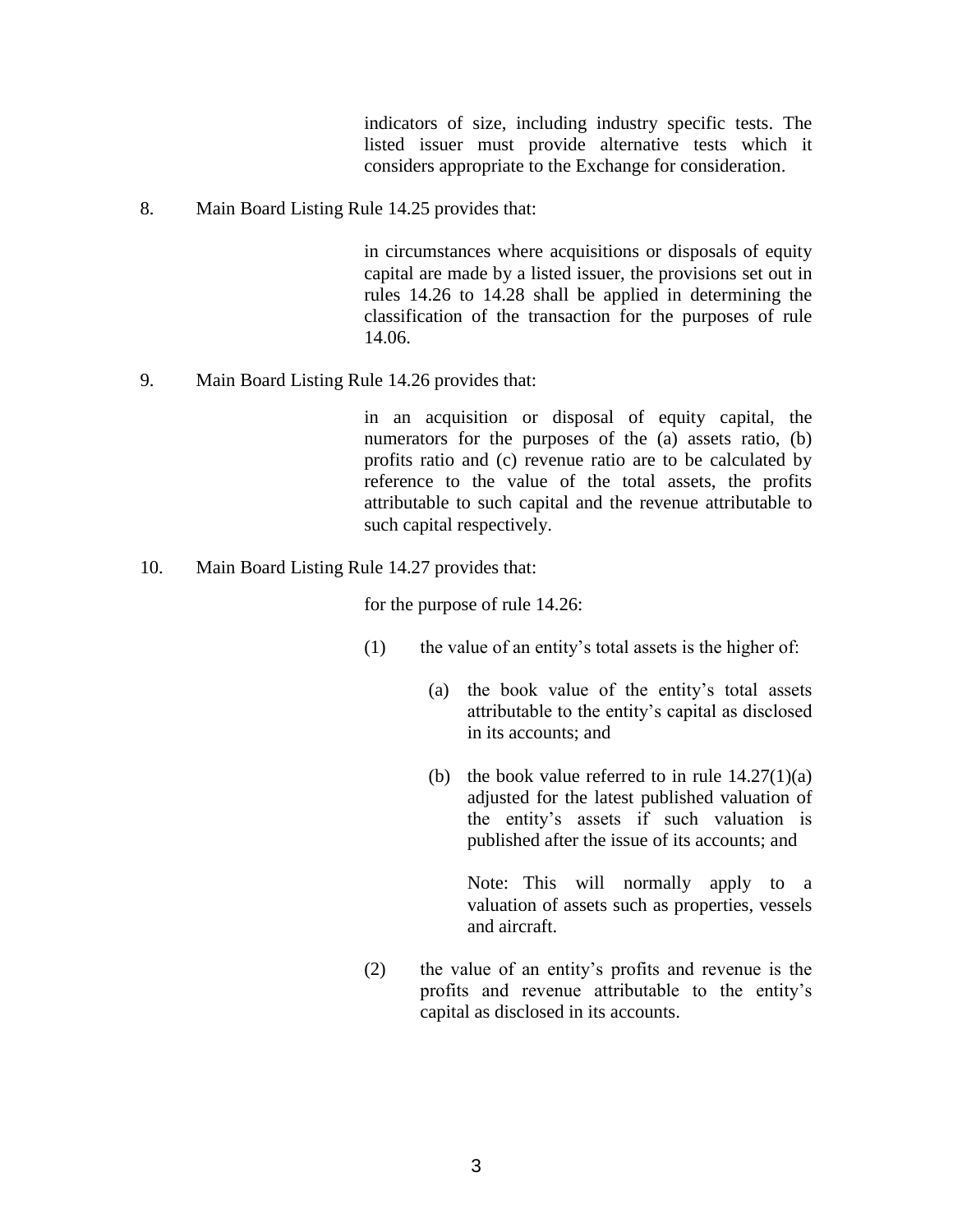indicators of size, including industry specific tests. The listed issuer must provide alternative tests which it considers appropriate to the Exchange for consideration.

8. Main Board Listing Rule 14.25 provides that:

> in circumstances where acquisitions or disposals of equity capital are made by a listed issuer, the provisions set out in rules 14.26 to 14.28 shall be applied in determining the classification of the transaction for the purposes of rule 14.06.

9. Main Board Listing Rule 14.26 provides that:

> in an acquisition or disposal of equity capital, the numerators for the purposes of the (a) assets ratio, (b) profits ratio and (c) revenue ratio are to be calculated by reference to the value of the total assets, the profits attributable to such capital and the revenue attributable to such capital respectively.

10. Main Board Listing Rule 14.27 provides that:

> for the purpose of rule 14.26:
>
> (1) the value of an entity's total assets is the higher of:
>
> (a) the book value of the entity's total assets attributable to the entity's capital as disclosed in its accounts; and
>
> (b) the book value referred to in rule 14.27(1)(a) adjusted for the latest published valuation of the entity's assets if such valuation is published after the issue of its accounts; and
>
> Note: This will normally apply to a valuation of assets such as properties, vessels and aircraft.
>
> (2) the value of an entity's profits and revenue is the profits and revenue attributable to the entity's capital as disclosed in its accounts.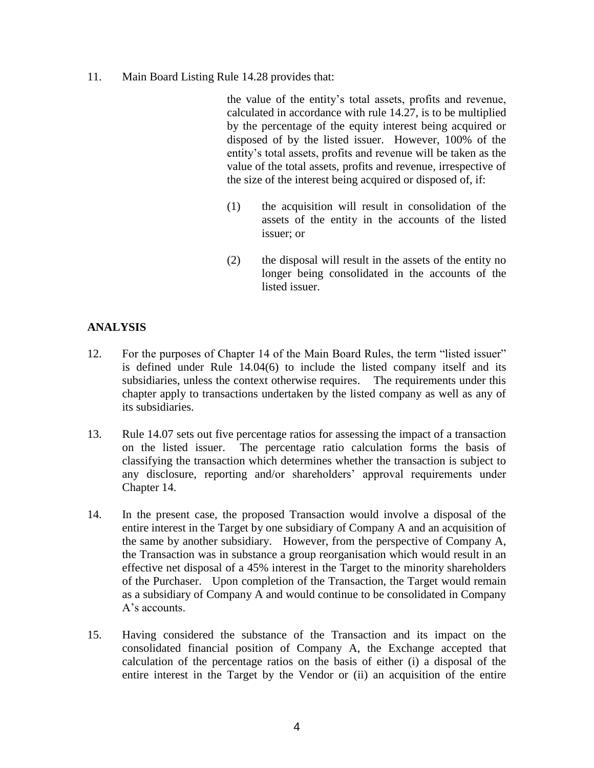11. Main Board Listing Rule 14.28 provides that:

> the value of the entity's total assets, profits and revenue, calculated in accordance with rule 14.27, is to be multiplied by the percentage of the equity interest being acquired or disposed of by the listed issuer. However, 100% of the entity's total assets, profits and revenue will be taken as the value of the total assets, profits and revenue, irrespective of the size of the interest being acquired or disposed of, if:
>
> (1) the acquisition will result in consolidation of the assets of the entity in the accounts of the listed issuer; or
>
> (2) the disposal will result in the assets of the entity no longer being consolidated in the accounts of the listed issuer.

## ANALYSIS

12. For the purposes of Chapter 14 of the Main Board Rules, the term "listed issuer" is defined under Rule 14.04(6) to include the listed company itself and its subsidiaries, unless the context otherwise requires. The requirements under this chapter apply to transactions undertaken by the listed company as well as any of its subsidiaries.

13. Rule 14.07 sets out five percentage ratios for assessing the impact of a transaction on the listed issuer. The percentage ratio calculation forms the basis of classifying the transaction which determines whether the transaction is subject to any disclosure, reporting and/or shareholders' approval requirements under Chapter 14.

14. In the present case, the proposed Transaction would involve a disposal of the entire interest in the Target by one subsidiary of Company A and an acquisition of the same by another subsidiary. However, from the perspective of Company A, the Transaction was in substance a group reorganisation which would result in an effective net disposal of a 45% interest in the Target to the minority shareholders of the Purchaser. Upon completion of the Transaction, the Target would remain as a subsidiary of Company A and would continue to be consolidated in Company A's accounts.

15. Having considered the substance of the Transaction and its impact on the consolidated financial position of Company A, the Exchange accepted that calculation of the percentage ratios on the basis of either (i) a disposal of the entire interest in the Target by the Vendor or (ii) an acquisition of the entire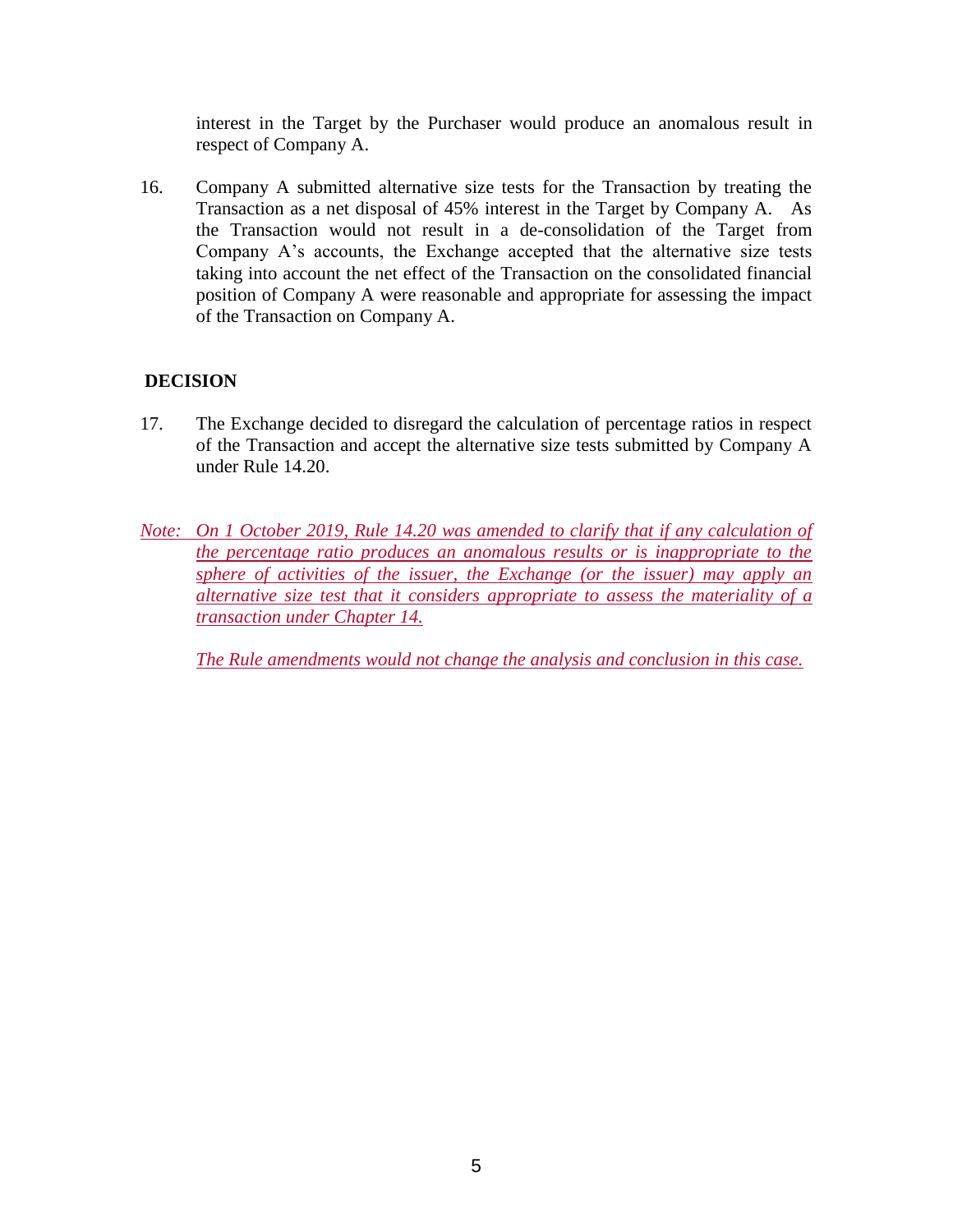interest in the Target by the Purchaser would produce an anomalous result in respect of Company A.

16. Company A submitted alternative size tests for the Transaction by treating the Transaction as a net disposal of 45% interest in the Target by Company A. As the Transaction would not result in a de-consolidation of the Target from Company A's accounts, the Exchange accepted that the alternative size tests taking into account the net effect of the Transaction on the consolidated financial position of Company A were reasonable and appropriate for assessing the impact of the Transaction on Company A.

**DECISION**

17. The Exchange decided to disregard the calculation of percentage ratios in respect of the Transaction and accept the alternative size tests submitted by Company A under Rule 14.20.

*Note: On 1 October 2019, Rule 14.20 was amended to clarify that if any calculation of the percentage ratio produces an anomalous results or is inappropriate to the sphere of activities of the issuer, the Exchange (or the issuer) may apply an alternative size test that it considers appropriate to assess the materiality of a transaction under Chapter 14.*

*The Rule amendments would not change the analysis and conclusion in this case.*